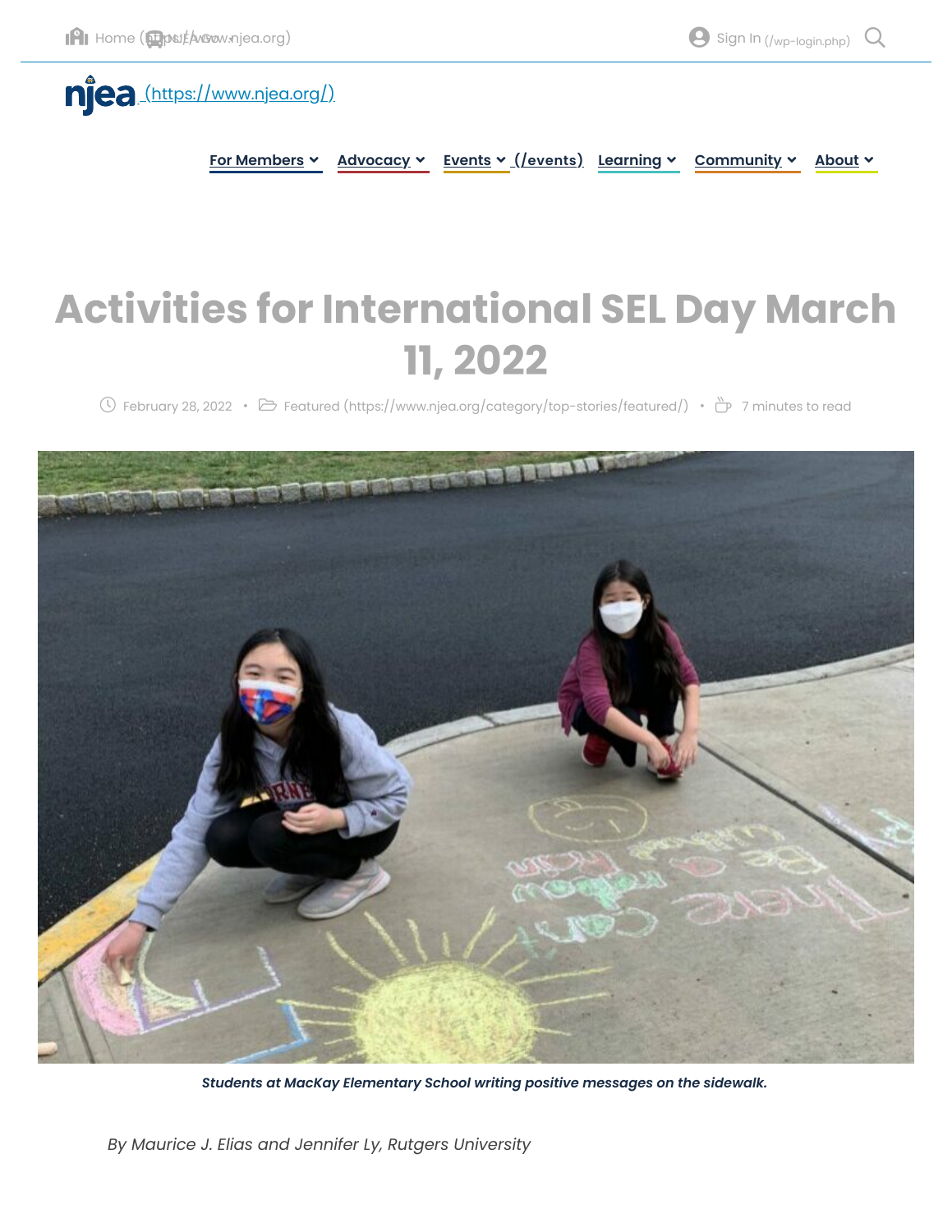# Activities for International SEL Day March 11, 2022

February 28, 2022 • Featured (https://www.njea.org/category/top-stories/featured/) • 7 minutes to read

***Students at MacKay Elementary School writing positive messages on the sidewalk.***

*By Maurice J. Elias and Jennifer Ly, Rutgers University*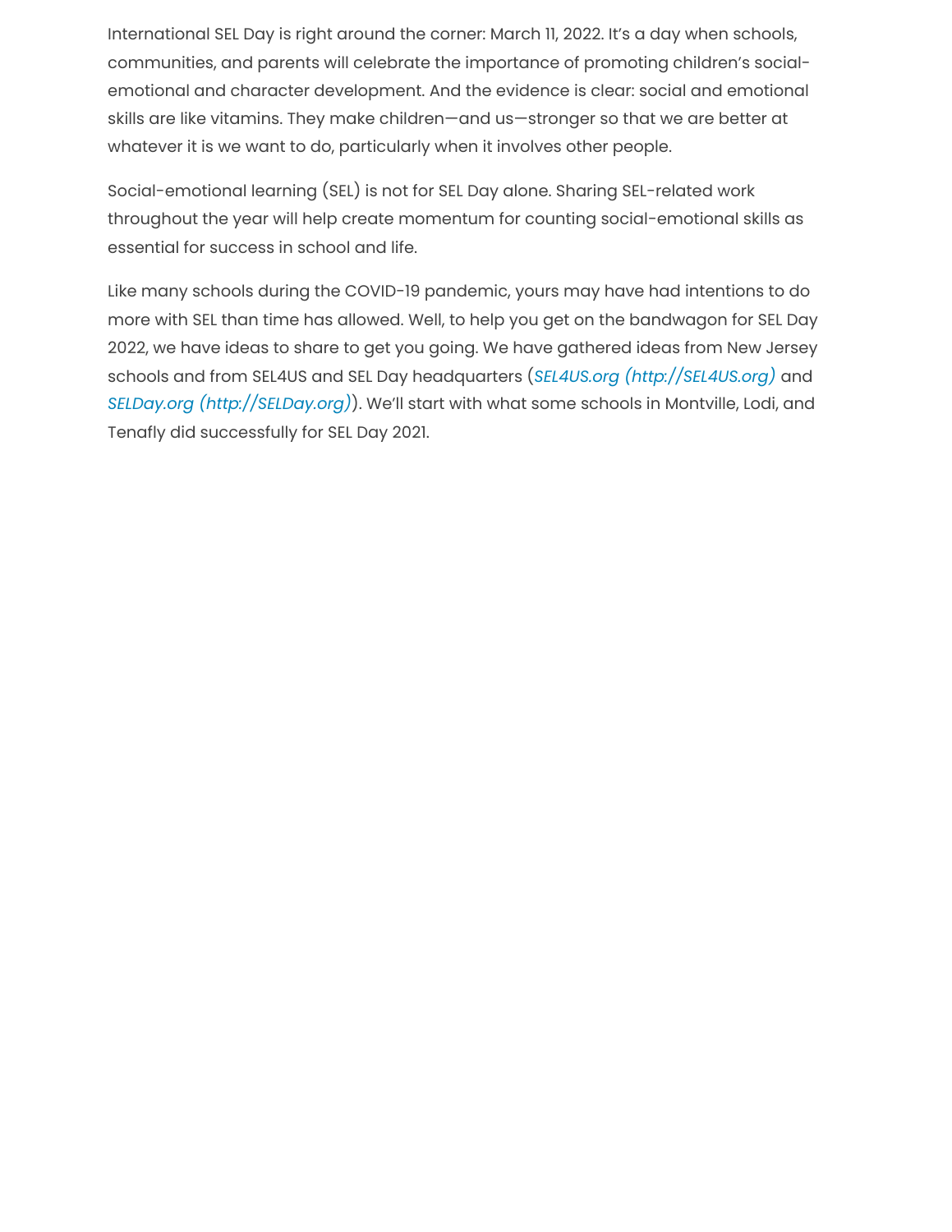International SEL Day is right around the corner: March 11, 2022. It's a day when schools, communities, and parents will celebrate the importance of promoting children's social-emotional and character development. And the evidence is clear: social and emotional skills are like vitamins. They make children—and us—stronger so that we are better at whatever it is we want to do, particularly when it involves other people.

Social-emotional learning (SEL) is not for SEL Day alone. Sharing SEL-related work throughout the year will help create momentum for counting social-emotional skills as essential for success in school and life.

Like many schools during the COVID-19 pandemic, yours may have had intentions to do more with SEL than time has allowed. Well, to help you get on the bandwagon for SEL Day 2022, we have ideas to share to get you going. We have gathered ideas from New Jersey schools and from SEL4US and SEL Day headquarters (*SEL4US.org (http://SEL4US.org)* and *SELDay.org (http://SELDay.org)*). We'll start with what some schools in Montville, Lodi, and Tenafly did successfully for SEL Day 2021.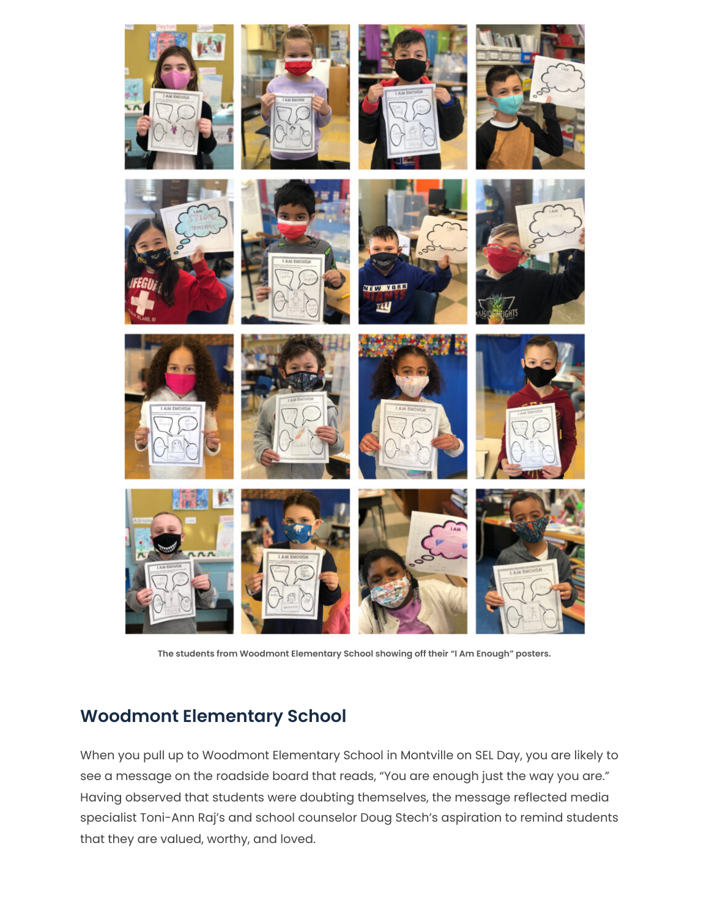The students from Woodmont Elementary School showing off their "I Am Enough" posters.

## Woodmont Elementary School

When you pull up to Woodmont Elementary School in Montville on SEL Day, you are likely to see a message on the roadside board that reads, "You are enough just the way you are." Having observed that students were doubting themselves, the message reflected media specialist Toni-Ann Raj's and school counselor Doug Stech's aspiration to remind students that they are valued, worthy, and loved.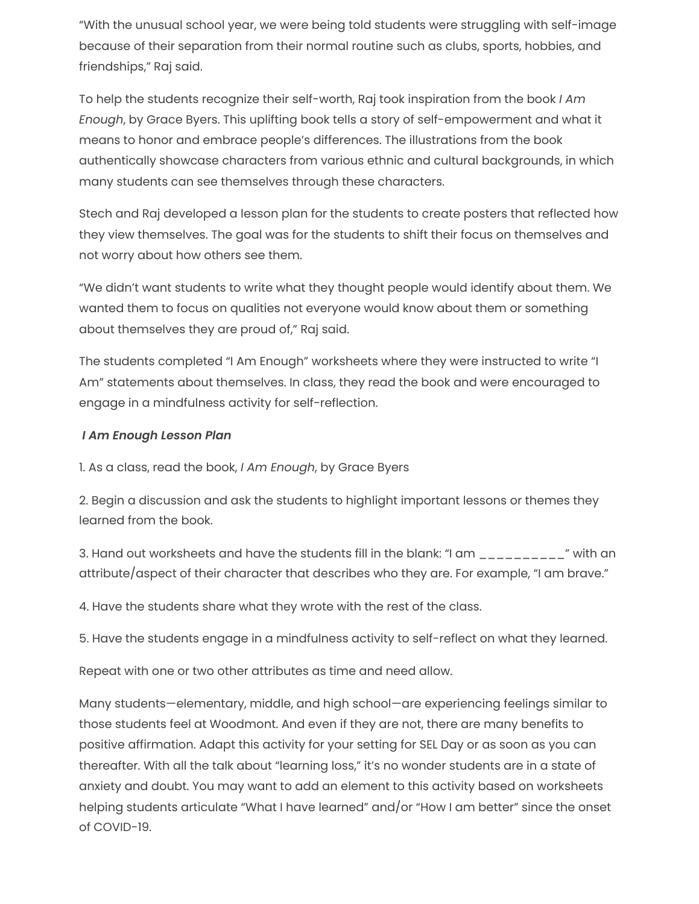"With the unusual school year, we were being told students were struggling with self-image because of their separation from their normal routine such as clubs, sports, hobbies, and friendships," Raj said.

To help the students recognize their self-worth, Raj took inspiration from the book *I Am Enough*, by Grace Byers. This uplifting book tells a story of self-empowerment and what it means to honor and embrace people's differences. The illustrations from the book authentically showcase characters from various ethnic and cultural backgrounds, in which many students can see themselves through these characters.

Stech and Raj developed a lesson plan for the students to create posters that reflected how they view themselves. The goal was for the students to shift their focus on themselves and not worry about how others see them.

"We didn't want students to write what they thought people would identify about them. We wanted them to focus on qualities not everyone would know about them or something about themselves they are proud of," Raj said.

The students completed "I Am Enough" worksheets where they were instructed to write "I Am" statements about themselves. In class, they read the book and were encouraged to engage in a mindfulness activity for self-reflection.

***I Am Enough Lesson Plan***

1. As a class, read the book, *I Am Enough*, by Grace Byers

2. Begin a discussion and ask the students to highlight important lessons or themes they learned from the book.

3. Hand out worksheets and have the students fill in the blank: "I am __________" with an attribute/aspect of their character that describes who they are. For example, "I am brave."

4. Have the students share what they wrote with the rest of the class.

5. Have the students engage in a mindfulness activity to self-reflect on what they learned.

Repeat with one or two other attributes as time and need allow.

Many students—elementary, middle, and high school—are experiencing feelings similar to those students feel at Woodmont. And even if they are not, there are many benefits to positive affirmation. Adapt this activity for your setting for SEL Day or as soon as you can thereafter. With all the talk about "learning loss," it's no wonder students are in a state of anxiety and doubt. You may want to add an element to this activity based on worksheets helping students articulate "What I have learned" and/or "How I am better" since the onset of COVID-19.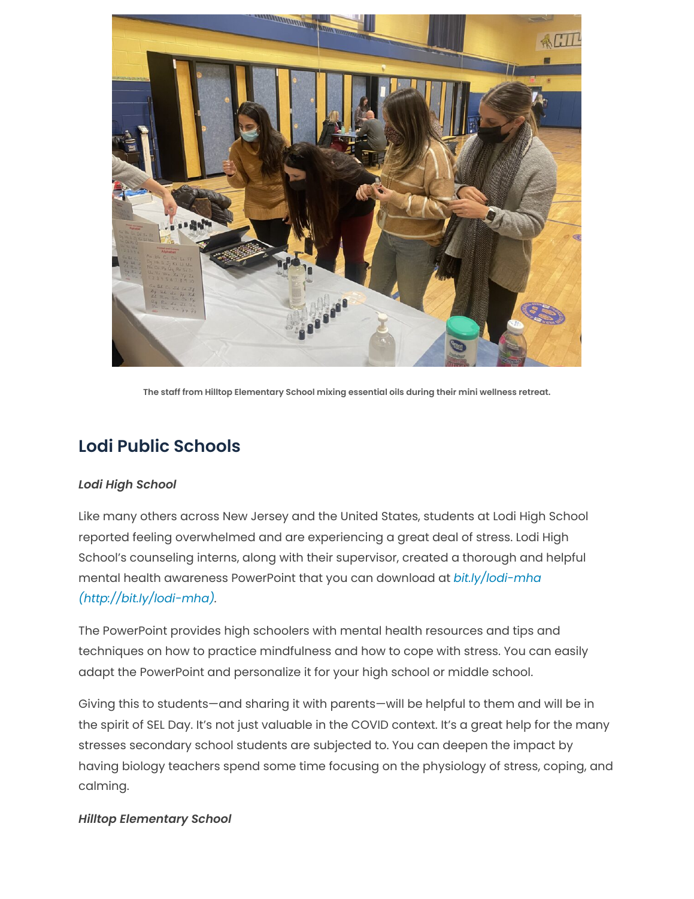The staff from Hilltop Elementary School mixing essential oils during their mini wellness retreat.

## Lodi Public Schools

***Lodi High School***

Like many others across New Jersey and the United States, students at Lodi High School reported feeling overwhelmed and are experiencing a great deal of stress. Lodi High School's counseling interns, along with their supervisor, created a thorough and helpful mental health awareness PowerPoint that you can download at *bit.ly/lodi-mha (http://bit.ly/lodi-mha).*

The PowerPoint provides high schoolers with mental health resources and tips and techniques on how to practice mindfulness and how to cope with stress. You can easily adapt the PowerPoint and personalize it for your high school or middle school.

Giving this to students—and sharing it with parents—will be helpful to them and will be in the spirit of SEL Day. It's not just valuable in the COVID context. It's a great help for the many stresses secondary school students are subjected to. You can deepen the impact by having biology teachers spend some time focusing on the physiology of stress, coping, and calming.

***Hilltop Elementary School***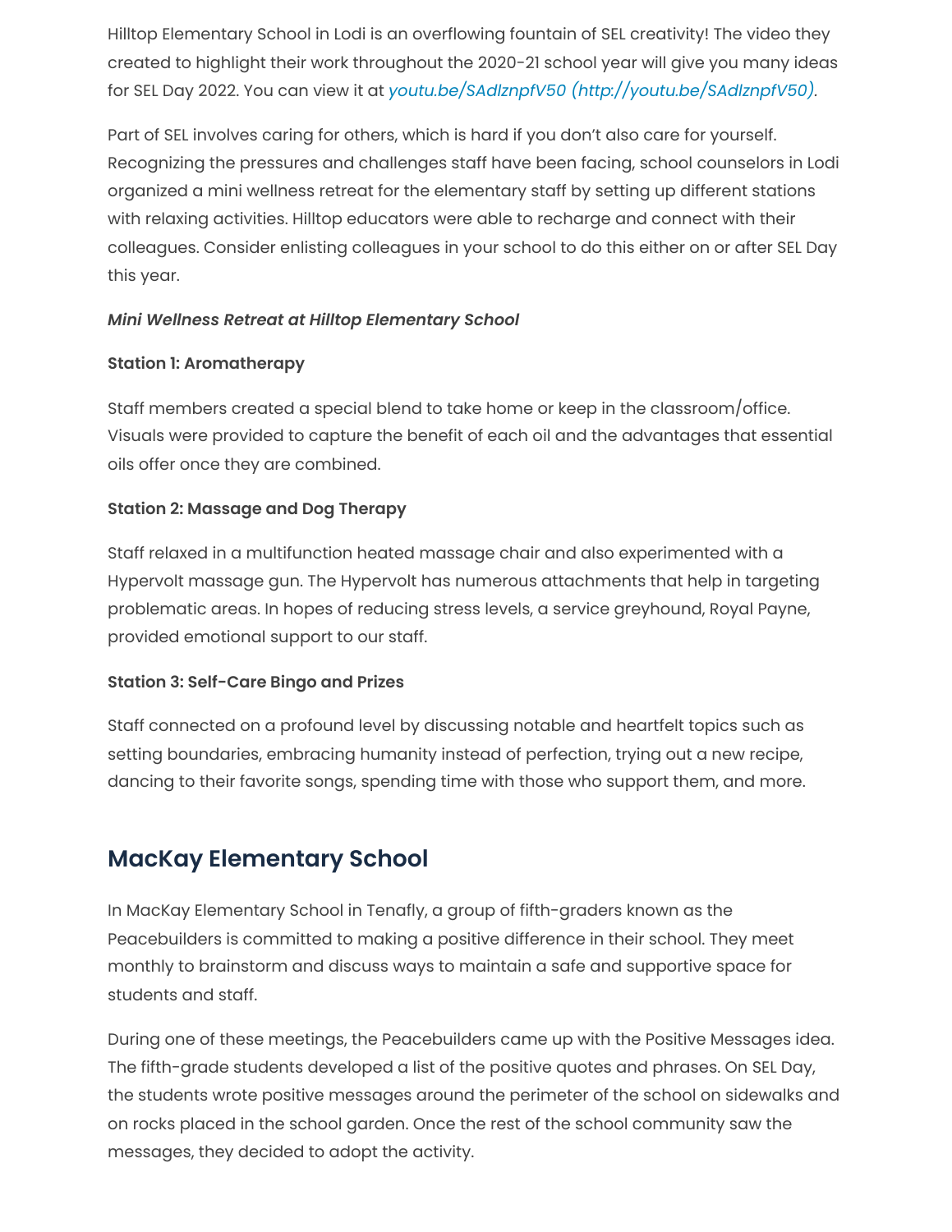Hilltop Elementary School in Lodi is an overflowing fountain of SEL creativity! The video they created to highlight their work throughout the 2020-21 school year will give you many ideas for SEL Day 2022. You can view it at *youtu.be/SAdIznpfV50 (http://youtu.be/SAdIznpfV50)*.

Part of SEL involves caring for others, which is hard if you don't also care for yourself. Recognizing the pressures and challenges staff have been facing, school counselors in Lodi organized a mini wellness retreat for the elementary staff by setting up different stations with relaxing activities. Hilltop educators were able to recharge and connect with their colleagues. Consider enlisting colleagues in your school to do this either on or after SEL Day this year.

***Mini Wellness Retreat at Hilltop Elementary School***

**Station 1: Aromatherapy**

Staff members created a special blend to take home or keep in the classroom/office. Visuals were provided to capture the benefit of each oil and the advantages that essential oils offer once they are combined.

**Station 2: Massage and Dog Therapy**

Staff relaxed in a multifunction heated massage chair and also experimented with a Hypervolt massage gun. The Hypervolt has numerous attachments that help in targeting problematic areas. In hopes of reducing stress levels, a service greyhound, Royal Payne, provided emotional support to our staff.

**Station 3: Self-Care Bingo and Prizes**

Staff connected on a profound level by discussing notable and heartfelt topics such as setting boundaries, embracing humanity instead of perfection, trying out a new recipe, dancing to their favorite songs, spending time with those who support them, and more.

## MacKay Elementary School

In MacKay Elementary School in Tenafly, a group of fifth-graders known as the Peacebuilders is committed to making a positive difference in their school. They meet monthly to brainstorm and discuss ways to maintain a safe and supportive space for students and staff.

During one of these meetings, the Peacebuilders came up with the Positive Messages idea. The fifth-grade students developed a list of the positive quotes and phrases. On SEL Day, the students wrote positive messages around the perimeter of the school on sidewalks and on rocks placed in the school garden. Once the rest of the school community saw the messages, they decided to adopt the activity.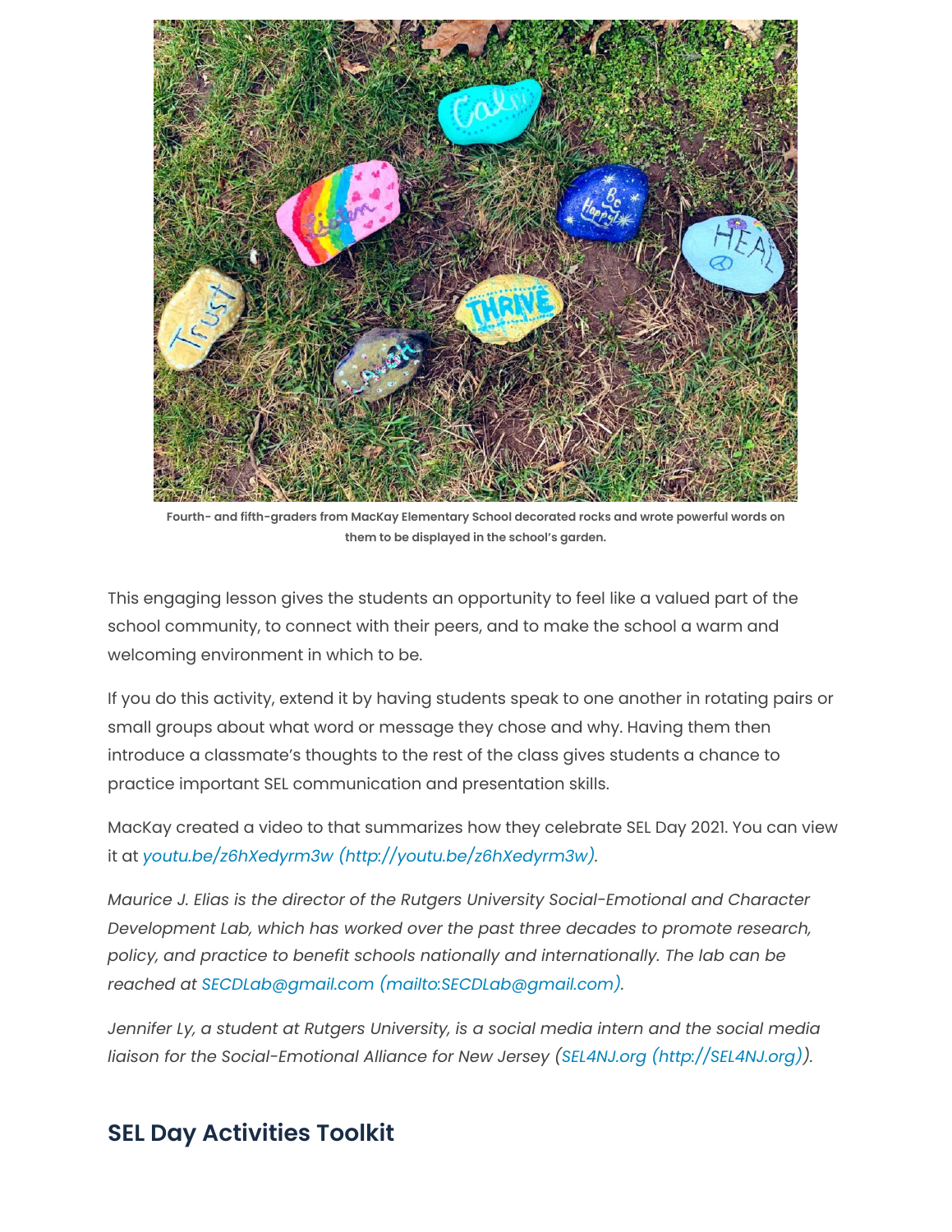Fourth- and fifth-graders from MacKay Elementary School decorated rocks and wrote powerful words on them to be displayed in the school's garden.

This engaging lesson gives the students an opportunity to feel like a valued part of the school community, to connect with their peers, and to make the school a warm and welcoming environment in which to be.

If you do this activity, extend it by having students speak to one another in rotating pairs or small groups about what word or message they chose and why. Having them then introduce a classmate's thoughts to the rest of the class gives students a chance to practice important SEL communication and presentation skills.

MacKay created a video to that summarizes how they celebrate SEL Day 2021. You can view it at youtu.be/z6hXedyrm3w (http://youtu.be/z6hXedyrm3w).

*Maurice J. Elias is the director of the Rutgers University Social-Emotional and Character Development Lab, which has worked over the past three decades to promote research, policy, and practice to benefit schools nationally and internationally. The lab can be reached at SECDLab@gmail.com (mailto:SECDLab@gmail.com).*

*Jennifer Ly, a student at Rutgers University, is a social media intern and the social media liaison for the Social-Emotional Alliance for New Jersey (SEL4NJ.org (http://SEL4NJ.org)).*

## SEL Day Activities Toolkit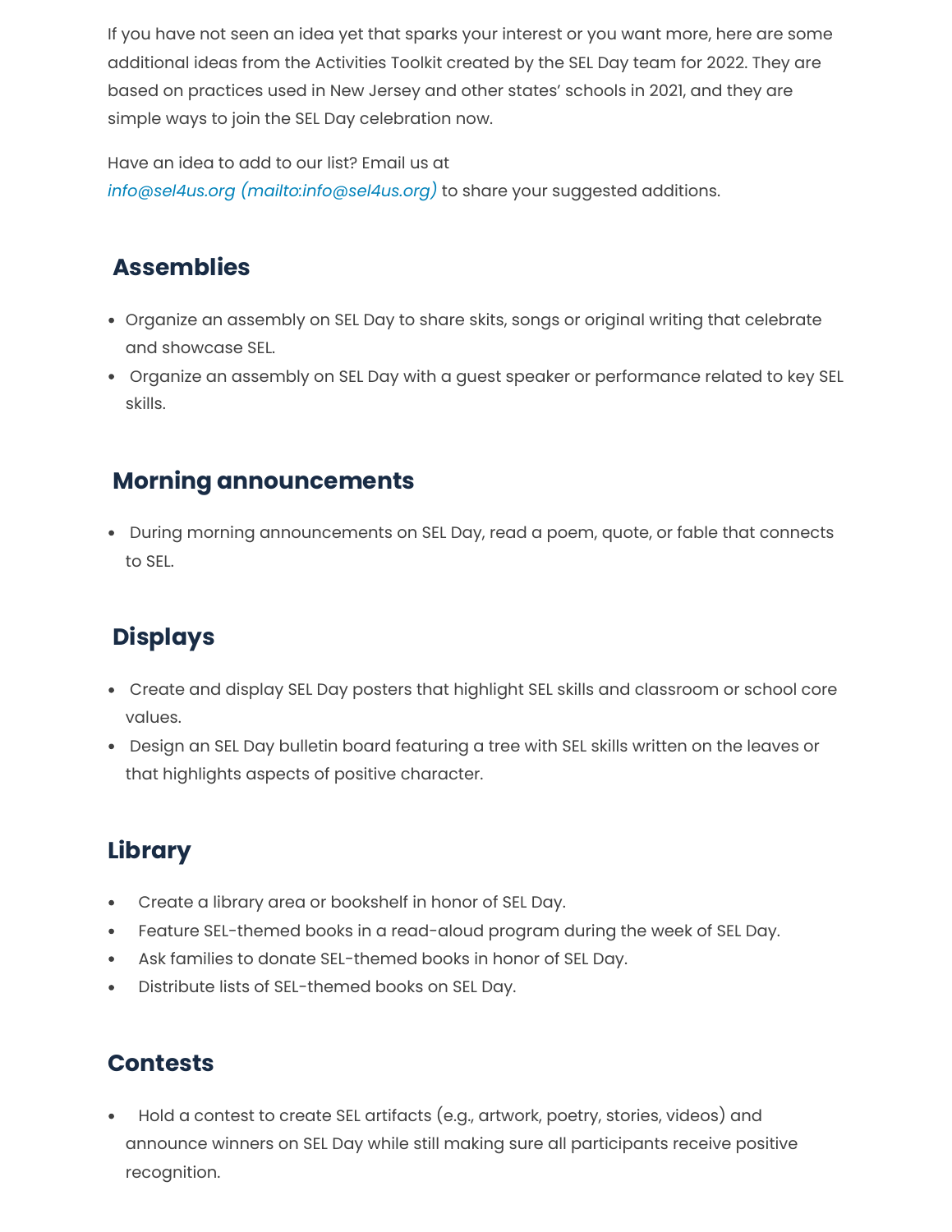If you have not seen an idea yet that sparks your interest or you want more, here are some additional ideas from the Activities Toolkit created by the SEL Day team for 2022. They are based on practices used in New Jersey and other states' schools in 2021, and they are simple ways to join the SEL Day celebration now.

Have an idea to add to our list? Email us at *info@sel4us.org (mailto:info@sel4us.org)* to share your suggested additions.

## Assemblies

- Organize an assembly on SEL Day to share skits, songs or original writing that celebrate and showcase SEL.
- Organize an assembly on SEL Day with a guest speaker or performance related to key SEL skills.

## Morning announcements

- During morning announcements on SEL Day, read a poem, quote, or fable that connects to SEL.

## Displays

- Create and display SEL Day posters that highlight SEL skills and classroom or school core values.
- Design an SEL Day bulletin board featuring a tree with SEL skills written on the leaves or that highlights aspects of positive character.

## Library

- Create a library area or bookshelf in honor of SEL Day.
- Feature SEL-themed books in a read-aloud program during the week of SEL Day.
- Ask families to donate SEL-themed books in honor of SEL Day.
- Distribute lists of SEL-themed books on SEL Day.

## Contests

- Hold a contest to create SEL artifacts (e.g., artwork, poetry, stories, videos) and announce winners on SEL Day while still making sure all participants receive positive recognition.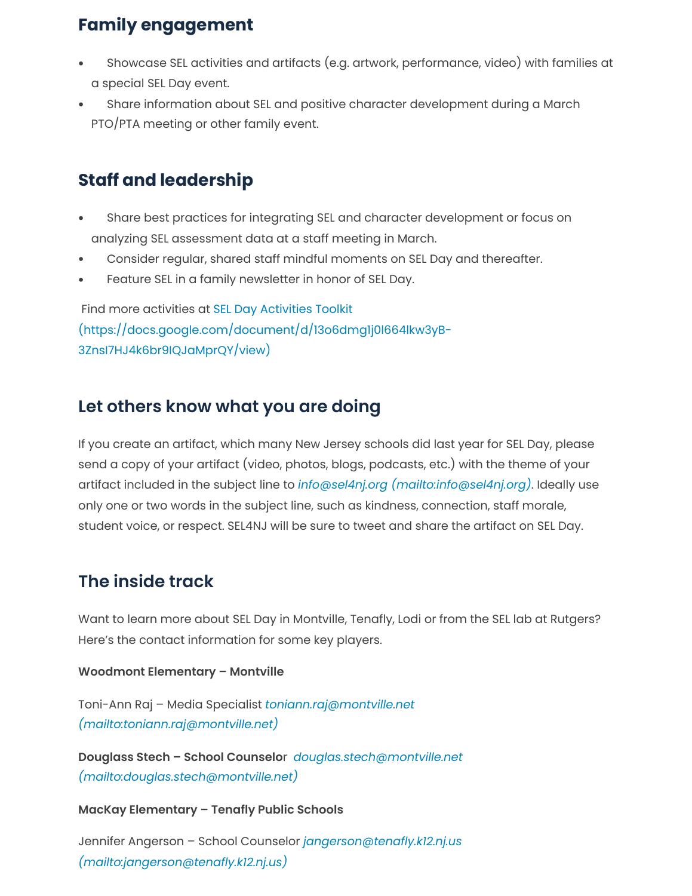## Family engagement

- Showcase SEL activities and artifacts (e.g. artwork, performance, video) with families at a special SEL Day event.
- Share information about SEL and positive character development during a March PTO/PTA meeting or other family event.

## Staff and leadership

- Share best practices for integrating SEL and character development or focus on analyzing SEL assessment data at a staff meeting in March.
- Consider regular, shared staff mindful moments on SEL Day and thereafter.
- Feature SEL in a family newsletter in honor of SEL Day.

Find more activities at SEL Day Activities Toolkit (https://docs.google.com/document/d/13o6dmg1j0l664lkw3yB-3ZnsI7HJ4k6br9IQJaMprQY/view)

## Let others know what you are doing

If you create an artifact, which many New Jersey schools did last year for SEL Day, please send a copy of your artifact (video, photos, blogs, podcasts, etc.) with the theme of your artifact included in the subject line to *info@sel4nj.org (mailto:info@sel4nj.org)*. Ideally use only one or two words in the subject line, such as kindness, connection, staff morale, student voice, or respect. SEL4NJ will be sure to tweet and share the artifact on SEL Day.

## The inside track

Want to learn more about SEL Day in Montville, Tenafly, Lodi or from the SEL lab at Rutgers? Here's the contact information for some key players.

**Woodmont Elementary – Montville**

Toni-Ann Raj – Media Specialist *toniann.raj@montville.net (mailto:toniann.raj@montville.net)*

**Douglass Stech – School Counselor** *douglas.stech@montville.net (mailto:douglas.stech@montville.net)*

**MacKay Elementary – Tenafly Public Schools**

Jennifer Angerson – School Counselor *jangerson@tenafly.k12.nj.us (mailto:jangerson@tenafly.k12.nj.us)*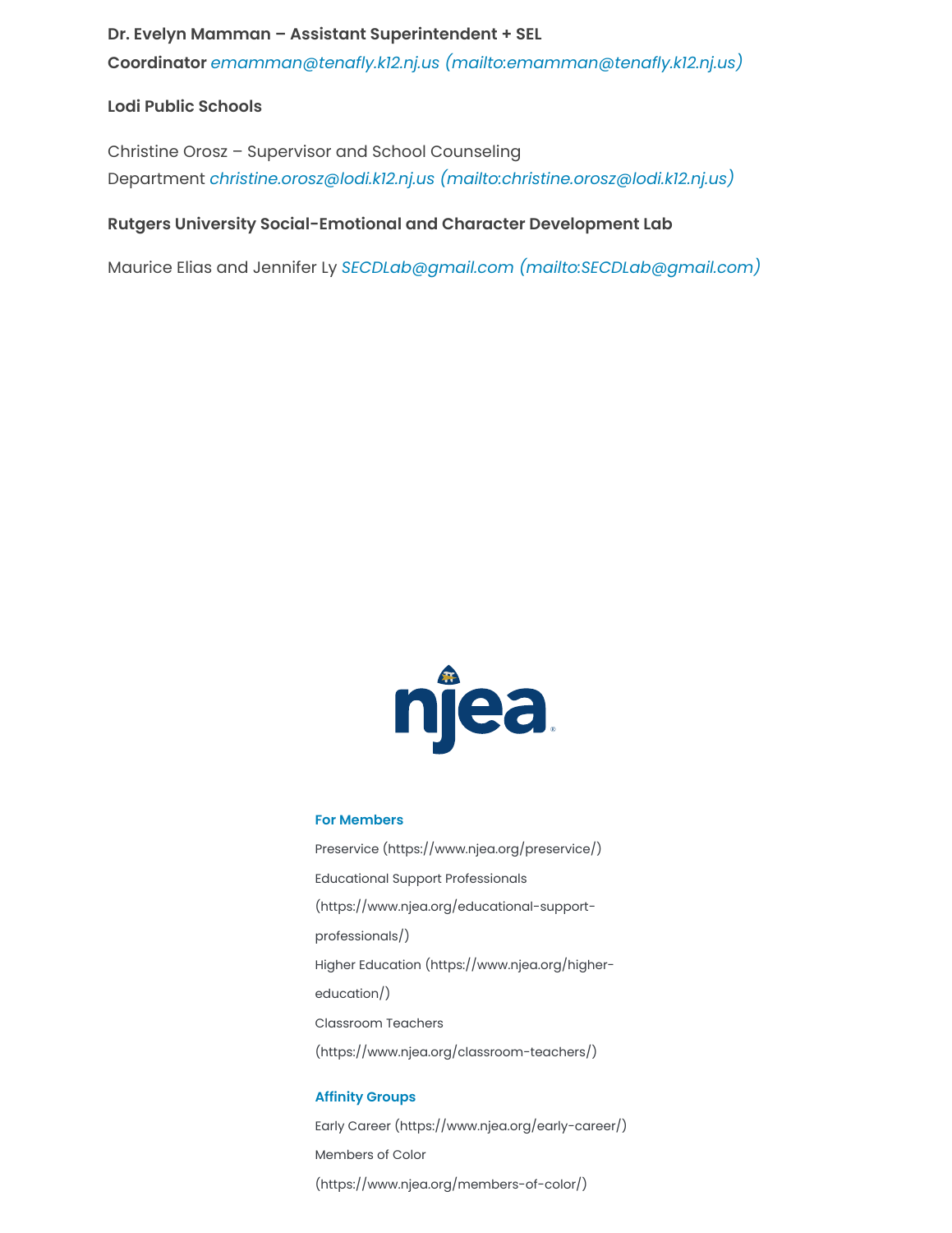**Dr. Evelyn Mamman – Assistant Superintendent + SEL Coordinator** *emamman@tenafly.k12.nj.us (mailto:emamman@tenafly.k12.nj.us)*

**Lodi Public Schools**

Christine Orosz – Supervisor and School Counseling Department *christine.orosz@lodi.k12.nj.us (mailto:christine.orosz@lodi.k12.nj.us)*

**Rutgers University Social-Emotional and Character Development Lab**

Maurice Elias and Jennifer Ly *SECDLab@gmail.com (mailto:SECDLab@gmail.com)*

njea

**For Members**

Preservice (https://www.njea.org/preservice/)

Educational Support Professionals (https://www.njea.org/educational-support-professionals/)

Higher Education (https://www.njea.org/higher-education/)

Classroom Teachers (https://www.njea.org/classroom-teachers/)

**Affinity Groups**

Early Career (https://www.njea.org/early-career/)

Members of Color (https://www.njea.org/members-of-color/)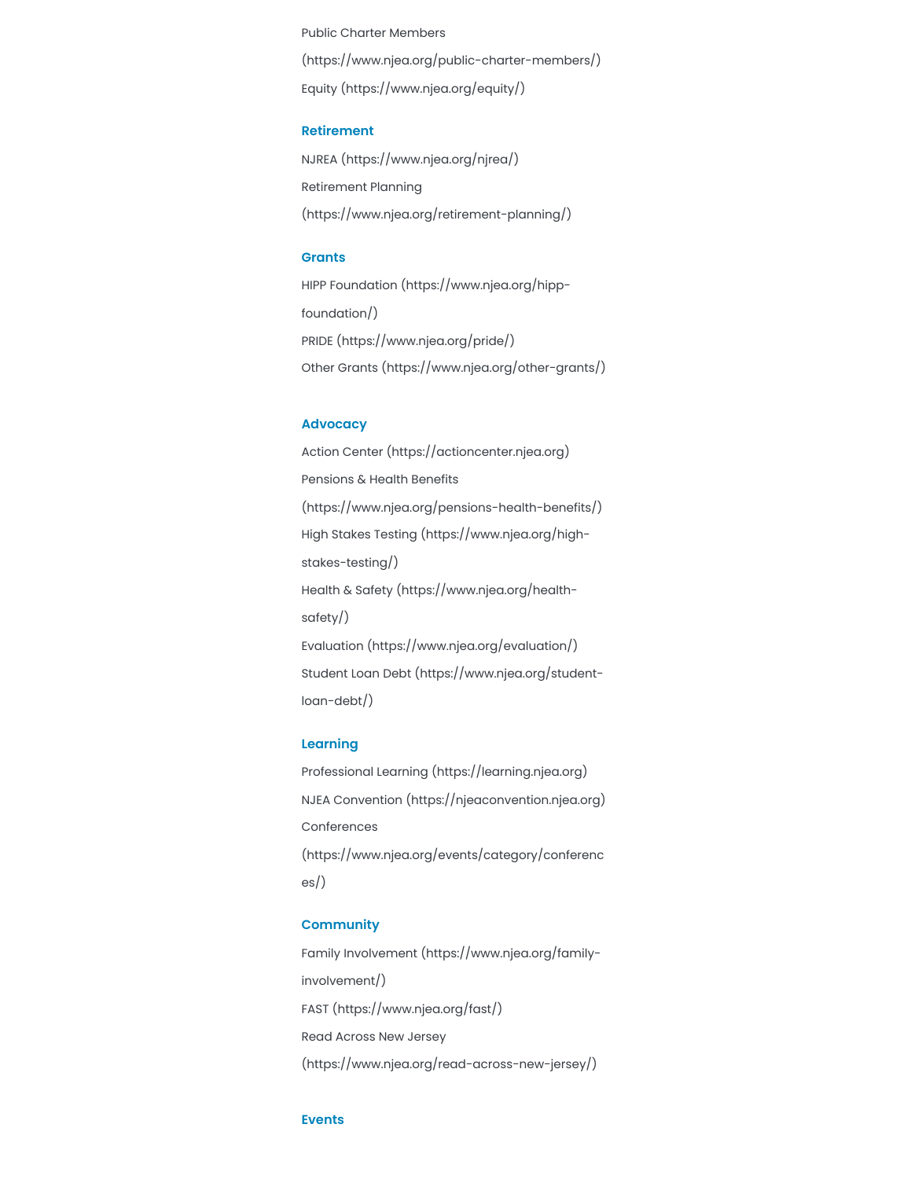Public Charter Members (https://www.njea.org/public-charter-members/)

Equity (https://www.njea.org/equity/)

### Retirement

NJREA (https://www.njea.org/njrea/)

Retirement Planning (https://www.njea.org/retirement-planning/)

### Grants

HIPP Foundation (https://www.njea.org/hipp-foundation/)

PRIDE (https://www.njea.org/pride/)

Other Grants (https://www.njea.org/other-grants/)

### Advocacy

Action Center (https://actioncenter.njea.org)

Pensions & Health Benefits (https://www.njea.org/pensions-health-benefits/)

High Stakes Testing (https://www.njea.org/high-stakes-testing/)

Health & Safety (https://www.njea.org/health-safety/)

Evaluation (https://www.njea.org/evaluation/)

Student Loan Debt (https://www.njea.org/student-loan-debt/)

### Learning

Professional Learning (https://learning.njea.org)

NJEA Convention (https://njeaconvention.njea.org)

Conferences (https://www.njea.org/events/category/conferences/)

### Community

Family Involvement (https://www.njea.org/family-involvement/)

FAST (https://www.njea.org/fast/)

Read Across New Jersey (https://www.njea.org/read-across-new-jersey/)

### Events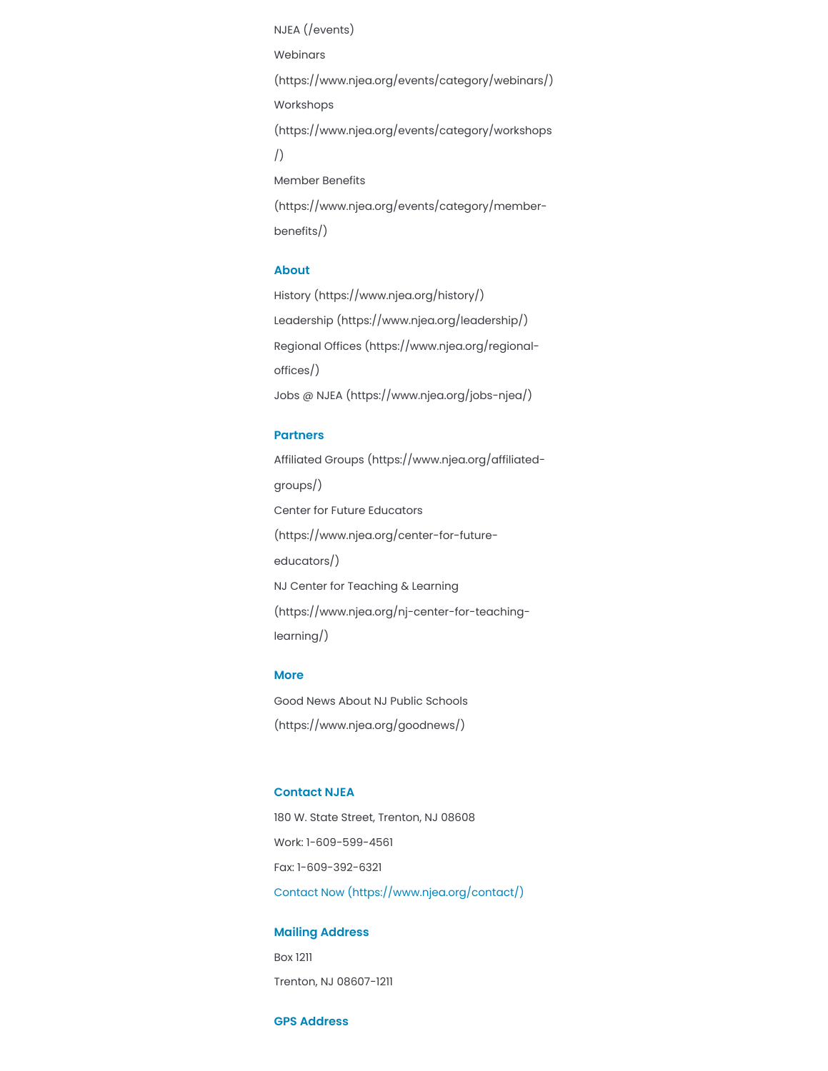NJEA (/events)

Webinars (https://www.njea.org/events/category/webinars/)

Workshops (https://www.njea.org/events/category/workshops/)

Member Benefits (https://www.njea.org/events/category/member-benefits/)

### About

History (https://www.njea.org/history/)

Leadership (https://www.njea.org/leadership/)

Regional Offices (https://www.njea.org/regional-offices/)

Jobs @ NJEA (https://www.njea.org/jobs-njea/)

### Partners

Affiliated Groups (https://www.njea.org/affiliated-groups/)

Center for Future Educators (https://www.njea.org/center-for-future-educators/)

NJ Center for Teaching & Learning (https://www.njea.org/nj-center-for-teaching-learning/)

### More

Good News About NJ Public Schools (https://www.njea.org/goodnews/)

### Contact NJEA

180 W. State Street, Trenton, NJ 08608

Work: 1-609-599-4561

Fax: 1-609-392-6321

Contact Now (https://www.njea.org/contact/)

### Mailing Address

Box 1211

Trenton, NJ 08607-1211

### GPS Address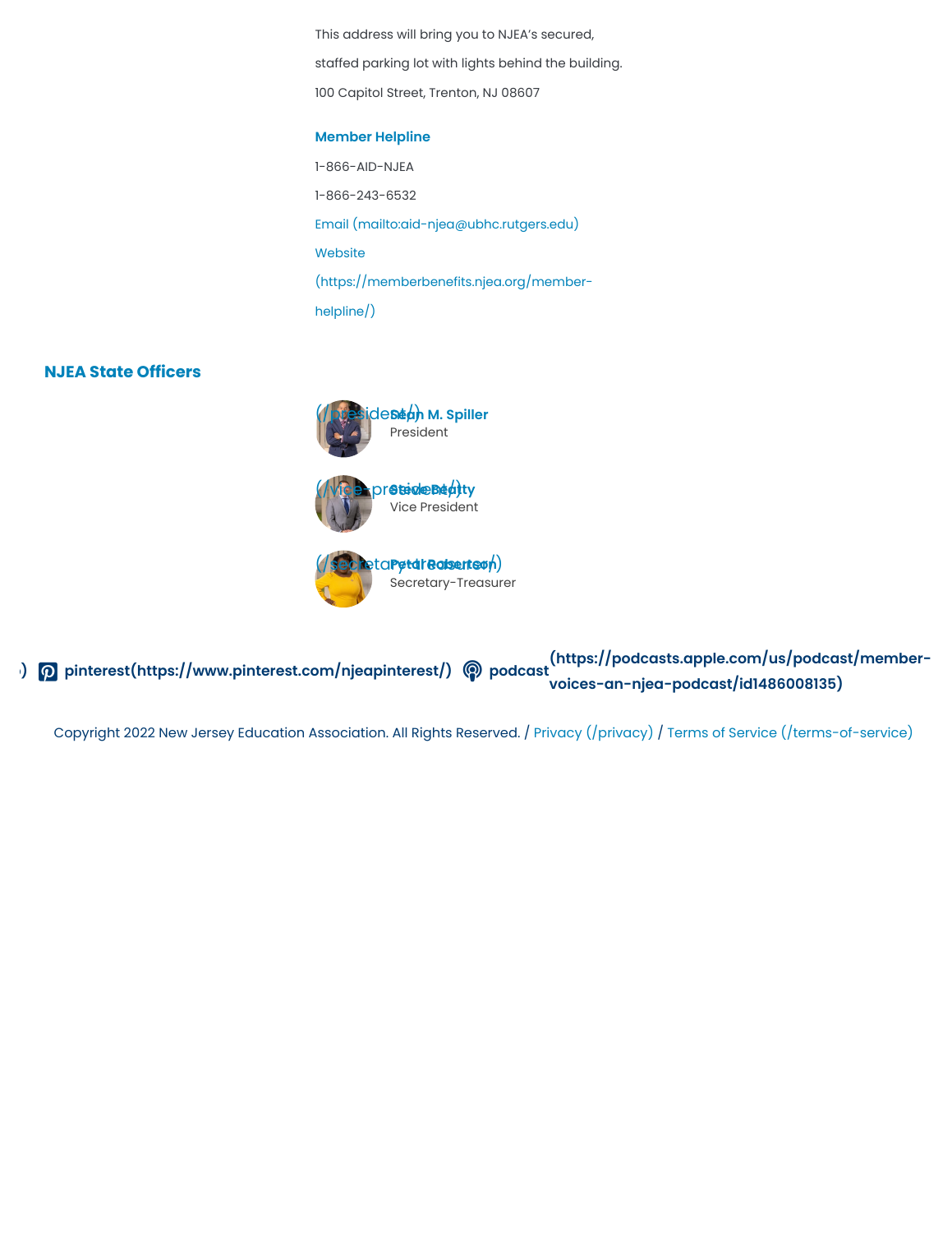This address will bring you to NJEA's secured,

staffed parking lot with lights behind the building.

100 Capitol Street, Trenton, NJ 08607

**Member Helpline**

1-866-AID-NJEA

1-866-243-6532

Email (mailto:aid-njea@ubhc.rutgers.edu)

Website (https://memberbenefits.njea.org/member-helpline/)

## NJEA State Officers

(/president/) **Sean M. Spiller**
President

(/vice-president/) **Steve Beatty**
Vice President

(/secretary-treasurer/) **Petal Robertson**
Secretary-Treasurer

) **pinterest(https://www.pinterest.com/njeapinterest/)** **podcast (https://podcasts.apple.com/us/podcast/member-voices-an-njea-podcast/id1486008135)**

Copyright 2022 New Jersey Education Association. All Rights Reserved. / Privacy (/privacy) / Terms of Service (/terms-of-service)